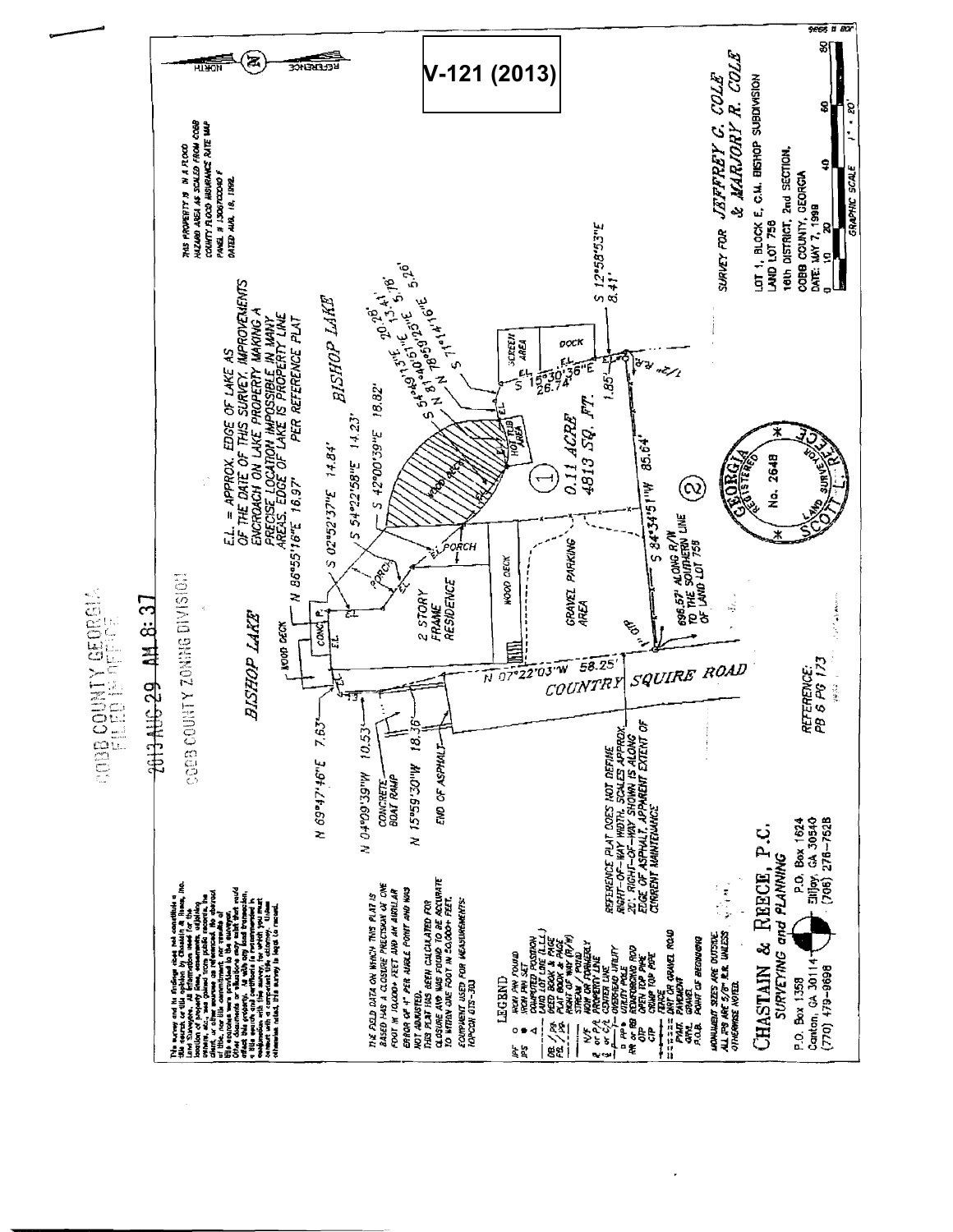# V-121 (2013)

COBB COUNTY GEORGIA
FILED IN OFFICE

2013 AUG 29 AM 8:37

COBB COUNTY ZONING DIVISION

This survey and its findings does not constitute a title search or title opinion by Chastain & Reece, Inc. Land Surveyors. All information used for the location of property lines, easements, adjoining owners, etc., was gained from public records, the client, or other sources as referenced. No abstract of title, nor title commitment, nor results of title searches were provided to the surveyor. Other documents or situations may exist that would affect this property. As with any land transaction, a title search and certificate is recommended in conjunction with this survey, for which you must consult with a competent title attorney. Unless otherwise noted, this survey is legal in nature.

THE FIELD DATA ON WHICH THIS PLAT IS BASED HAS A CLOSURE PRECISION OF ONE FOOT IN 10,000+ FEET AND AN ANGULAR ERROR OF 4" PER ANGLE POINT AND WAS NOT ADJUSTED.
THIS PLAT HAS BEEN CALCULATED FOR CLOSURE AND WAS FOUND TO BE ACCURATE TO WITHIN ONE FOOT IN 50,000+ FEET.

EQUIPMENT USED FOR MEASUREMENTS: TOPCON GTS-303

## LEGEND

- IPF ○ IRON PIN FOUND
- IPS ● IRON PIN SET
- △ COMPUTED POSITION
- LAND LOT LINE (L.L.L.)
- DB / PG DEED BOOK & PAGE
- PB / PG PLAT BOOK & PAGE
- RIGHT OF WAY (R/W)
- STREAM / POND
- N/F NOW OR FORMERLY
- P/L PROPERTY LINE
- C/L CENTER LINE
- OVERHEAD UTILITY
- PP UTILITY POLE
- RR REINFORCING ROD
- OTP OPEN TOP PIPE
- CTP CRIMP TOP PIPE
- FENCE
- DIRT OR GRAVEL ROAD
- PVMT. PAVEMENT
- GRVL. GRAVEL
- P.O.B. POINT OF BEGINNING

MONUMENT SIZES ARE OUTSIDE. ALL PIN ARE 5/8" R.R. UNLESS OTHERWISE NOTED.

**CHASTAIN & REECE, P.C.**
SURVEYING and PLANNING

P.O. Box 1358
Canton, GA 30114
(770) 479-9698

P.O. Box 1624
Ellijay, GA 30540
(706) 276-7528

REFERENCE PLAT DOES NOT DEFINE RIGHT-OF-WAY WIDTH. SCALES APPROX. 20'. RIGHT-OF-WAY SHOWN IS ALONG EDGE OF ASPHALT, APPARENT EXTENT OF CURRENT MAINTENANCE

REFERENCE: PB 6 PG 173

BISHOP LAKE

N 69°47'46"E 7.63'
N 04°09'39"W 10.53'
N 15°59'30"W 18.36'
CONCRETE BOAT RAMP
END OF ASPHALT
WOOD DECK
CONC. P.
N 86°55'16"E 16.97'
S 02°52'37"E 14.84'
S 54°22'58"E 14.23'
S 42°00'39"E 18.82'
S 54°49'13"E 20.26'
S 81°40'51"E 13.41'
N 78°59'25"E 5.76'
S 71°14'16"E 5.26'
S 12°58'53"E 8.41'
15°30'36"E 26.74'
1.85'
S 84°34'51"W 85.64'
N 07°22'03"W 58.25'
1/2" RB
1" OTP
2 STORY FRAME RESIDENCE
PORCH
WOOD DECK
GRAVEL PARKING AREA
HOT TUB AREA
WOOD DECK
SCREEN AREA
DOCK
E.L.

0.11 ACRE
4813 SQ. FT.

696.57' ALONG R/W TO THE SOUTHERN LINE OF LAND LOT 758

COUNTRY SQUIRE ROAD

E.L. = APPROX. EDGE OF LAKE AS OF THE DATE OF THIS SURVEY. IMPROVEMENTS ENCROACH ON LAKE PROPERTY MAKING A PRECISE LOCATION IMPOSSIBLE IN MANY AREAS. EDGE OF LAKE IS PROPERTY LINE PER REFERENCE PLAT

THIS PROPERTY IS IN A FLOOD HAZARD AREA AS SCALED FROM COBB COUNTY FLOOD INSURANCE RATE MAP PANEL # 13067C0080 F DATED AUG. 18, 1992.

NORTH / REFERENCE

GEORGIA REGISTERED No. 2648 LAND SURVEYOR SCOTT L. REECE

SURVEY FOR *JEFFREY C. COLE & MARJORY R. COLE*

LOT 1, BLOCK E, C.M. BISHOP SUBDIVISION
LAND LOT 758
16th DISTRICT, 2nd SECTION,
COBB COUNTY, GEORGIA
DATE: MAY 7, 1998

GRAPHIC SCALE 1" = 20'
0 10 20 40 60 80

JOB # 9866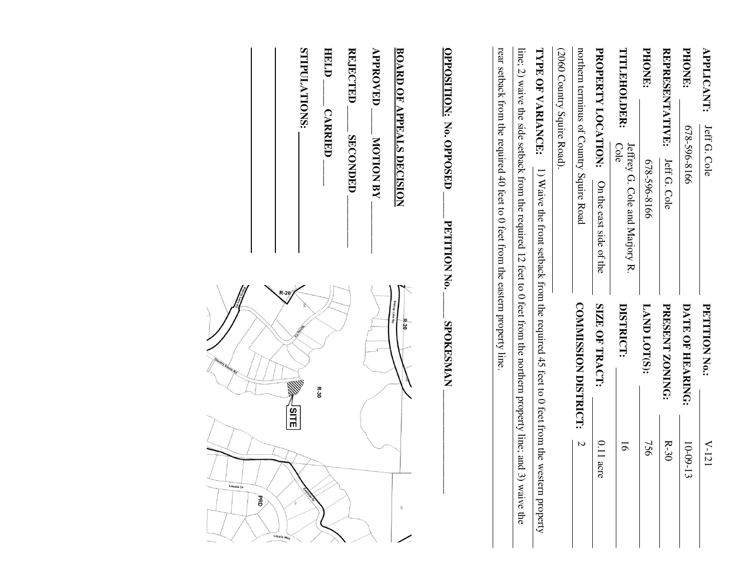| | | | |
|---|---|---|---|
| **APPLICANT:** | Jeff G. Cole | **PETITION No.:** | V-121 |
| **PHONE:** | 678-596-8166 | **DATE OF HEARING:** | 10-09-13 |
| **REPRESENTATIVE:** | Jeff G. Cole | **PRESENT ZONING:** | R-30 |
| **PHONE:** | 678-596-8166 | **LAND LOT(S):** | 756 |
| **TITLEHOLDER:** | Jeffrey G. Cole and Marjory R. Cole | **DISTRICT:** | 16 |
| **PROPERTY LOCATION:** | On the east side of the northern terminus of Country Squire Road (2060 Country Squire Road). | **SIZE OF TRACT:** | 0.11 acre |
| | | **COMMISSION DISTRICT:** | 2 |

**TYPE OF VARIANCE:** 1) Waive the front setback from the required 45 feet to 0 feet from the western property line; 2) waive the side setback from the required 12 feet to 0 feet from the northern property line; and 3) waive the rear setback from the required 40 feet to 0 feet from the eastern property line.

**OPPOSITION:** No. OPPOSED ____ PETITION No. ____ SPOKESMAN ____________

**BOARD OF APPEALS DECISION**

**APPROVED** ____ **MOTION BY** ____________

**REJECTED** ____ **SECONDED** ____________

**HELD** ____ **CARRIED** ____

**STIPULATIONS:** ____________

R-20

R-30

PRD

SITE

Country Squire Rd

Lasalle Dr

Lasalle Way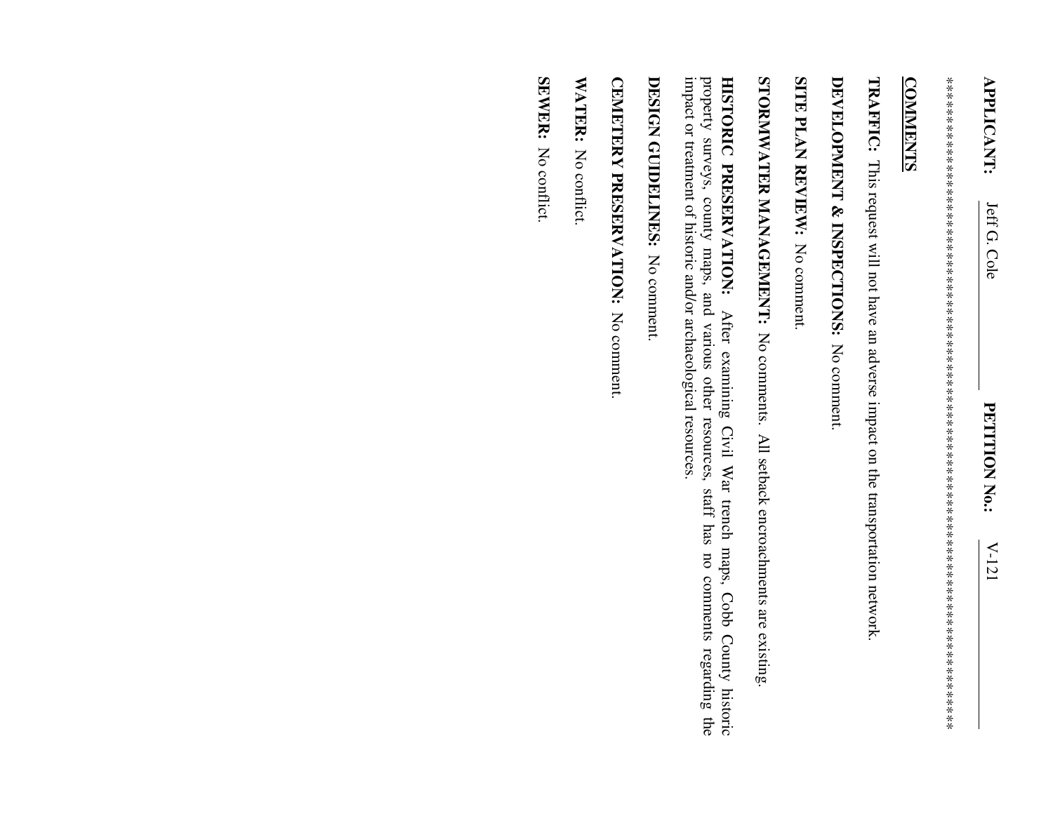**APPLICANT:** Jeff G. Cole **PETITION No.:** V-121

\*\*\*\*\*\*\*\*\*\*\*\*\*\*\*\*\*\*\*\*\*\*\*\*\*\*\*\*\*\*\*\*\*\*\*\*\*\*\*\*\*\*\*\*\*\*\*\*\*\*\*\*\*\*\*\*\*\*\*\*\*\*\*\*\*\*\*\*\*\*\*\*\*\*\*\*\*\*\*\*\*

**COMMENTS**

**TRAFFIC:** This request will not have an adverse impact on the transportation network.

**DEVELOPMENT & INSPECTIONS:** No comment.

**SITE PLAN REVIEW:** No comment.

**STORMWATER MANAGEMENT:** No comments. All setback encroachments are existing.

**HISTORIC PRESERVATION:** After examining Civil War trench maps, Cobb County historic property surveys, county maps, and various other resources, staff has no comments regarding the impact or treatment of historic and/or archaeological resources.

**DESIGN GUIDELINES:** No comment.

**CEMETERY PRESERVATION:** No comment.

**WATER:** No conflict.

**SEWER:** No conflict.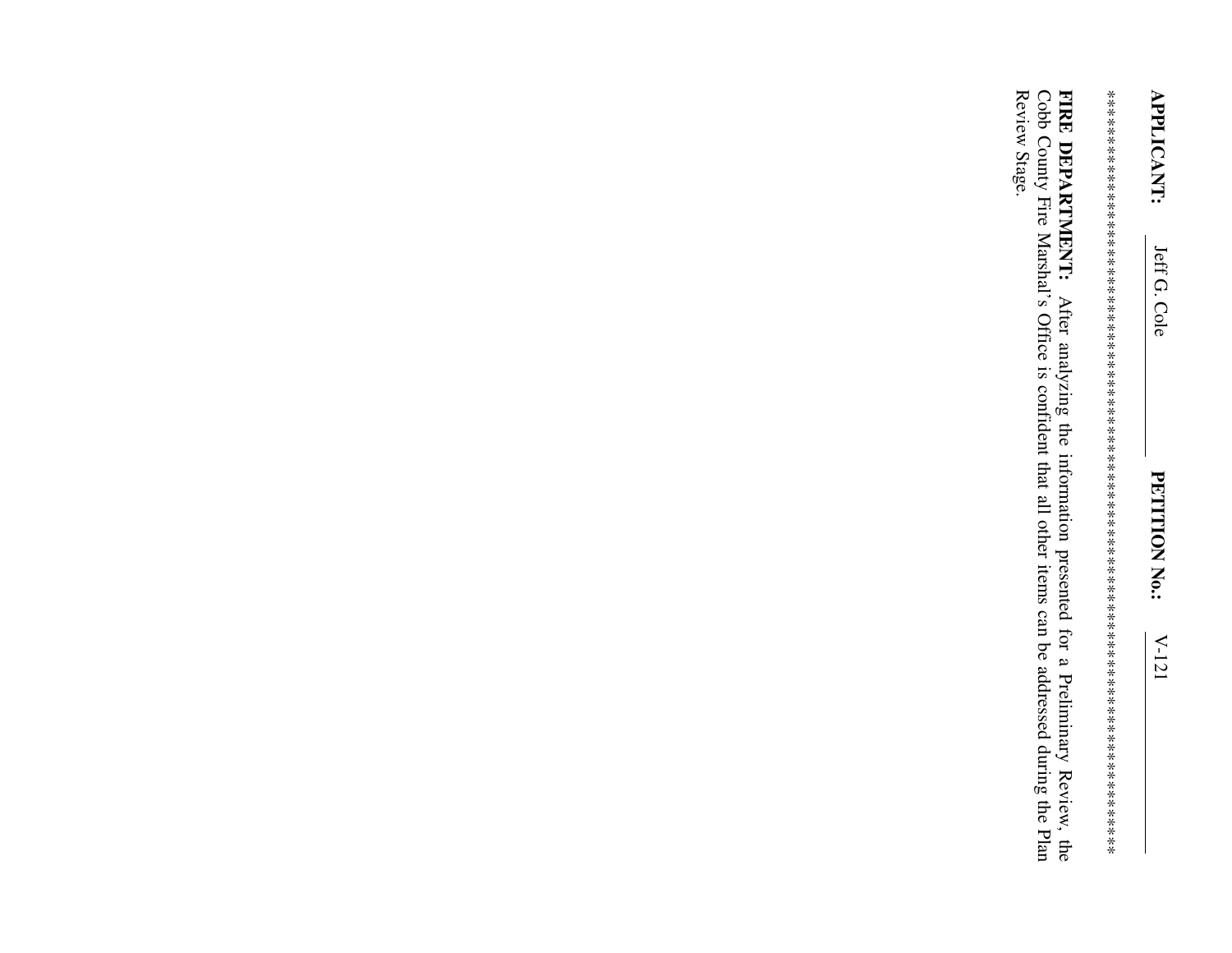**APPLICANT:** Jeff G. Cole **PETITION No.:** V-121

*************************************************************************************

**FIRE DEPARTMENT:** After analyzing the information presented for a Preliminary Review, the Cobb County Fire Marshal's Office is confident that all other items can be addressed during the Plan Review Stage.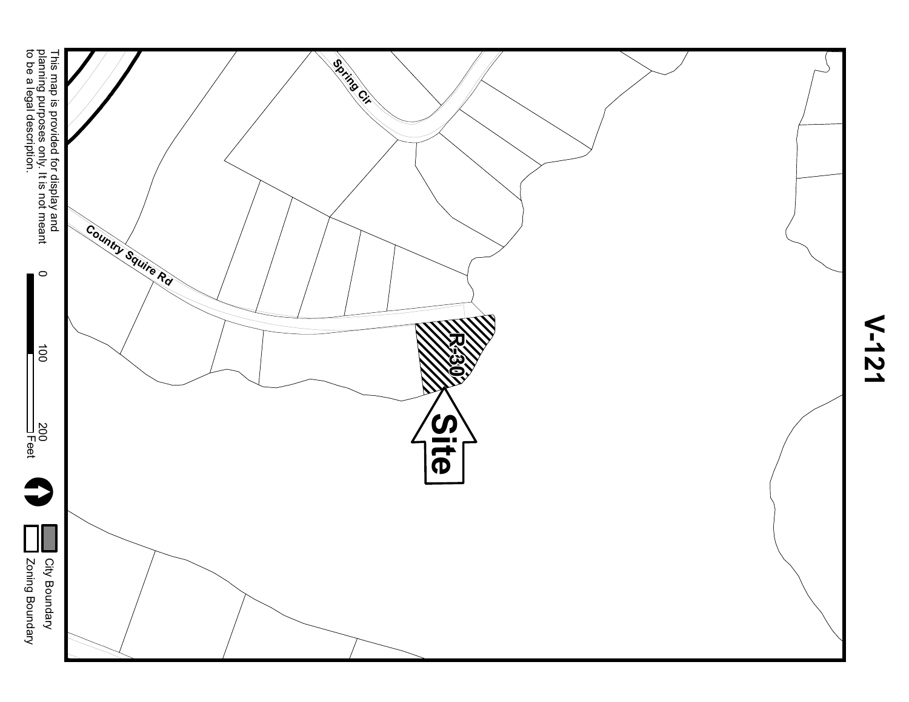# V-121

Spring Cir

Country Squire Rd

R-30

Site

This map is provided for display and planning purposes only. It is not meant to be a legal description.

0 100 200 Feet

City Boundary

Zoning Boundary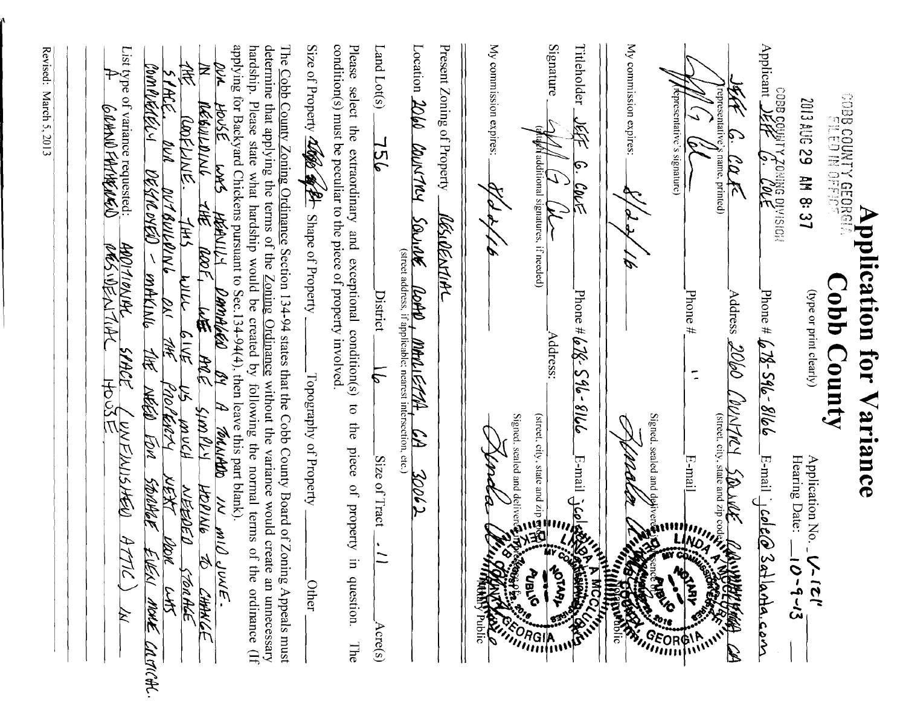# Application for Variance

## Cobb County

(type or print clearly)

COBB COUNTY GEORGIA FILED IN OFFICE

2013 AUG 29 AM 8:37

COBB COUNTY ZONING DIVISION

Application No. V-121

Hearing Date: 10-9-13

Applicant JEFF G. COLE Phone # 678-546-8166 E-mail jcole@3atlanta.com

JEFF G. COLE Address 2060 COUNTRY SQUARE [illegible], GA

(representative's name, printed) (street, city, state and zip code)

[signature] Phone # '' E-mail

(representative's signature)

Signed, sealed and delivered in presence of:

My commission expires: 8/22/16

[signature] Notary Public

LINDA A. MCCLURE, MY COMMISSION EXPIRES, NOTARY PUBLIC, AUGUST 22, 2016, DEKALB COUNTY, GEORGIA

---

Titleholder JEFF G. COLE Phone # 678-546-8166 E-mail jcole@[illegible]

Signature [signature] Address:

(attach additional signatures, if needed) (street, city, state and zip code)

Signed, sealed and delivered in presence of:

My commission expires: 8/22/16

[signature] Notary Public

LINDA A. MCCLURE, MY COMMISSION EXPIRES, NOTARY PUBLIC, AUGUST 22, 2016, DEKALB COUNTY, GEORGIA

---

Present Zoning of Property RESIDENTIAL

Location 2060 COUNTRY SQUARE ROAD, MARIETTA, GA 30062

(street address, if applicable; nearest intersection, etc.)

Land Lot(s) 756 District 16 Size of Tract .11 Acre(s)

Please select the extraordinary and exceptional condition(s) to the piece of property in question. The condition(s) must be peculiar to the piece of property involved.

Size of Property [struck through] Shape of Property \_\_\_\_ Topography of Property \_\_\_\_ Other \_\_\_\_

The Cobb County Zoning Ordinance Section 134-94 states that the Cobb County Board of Zoning Appeals must determine that applying the terms of the Zoning Ordinance without the variance would create an unnecessary hardship. Please state what hardship would be created by following the normal terms of the ordinance (If applying for Backyard Chickens pursuant to Sec. 134-94(4), then leave this part blank).

OUR HOUSE WAS HEAVILY DAMAGED BY A TORNADO IN MID JUNE. IN REBUILDING THE ROOF, WE ARE SIMPLY HOPING TO CHANGE THE ROOFLINE. THIS WILL GIVE US MUCH NEEDED STORAGE SPACE. OUR OUTBUILDING ON THE PROPERTY NEXT DOOR WAS COMPLETELY DESTROYED - MAKING THE NEED FOR STORAGE EVEN MORE CRITICAL.

List type of variance requested: ADDITIONAL SPACE (UNFINISHED ATTIC) IN A GRANDFATHERED RESIDENTIAL HOUSE.

Revised: March 5, 2013